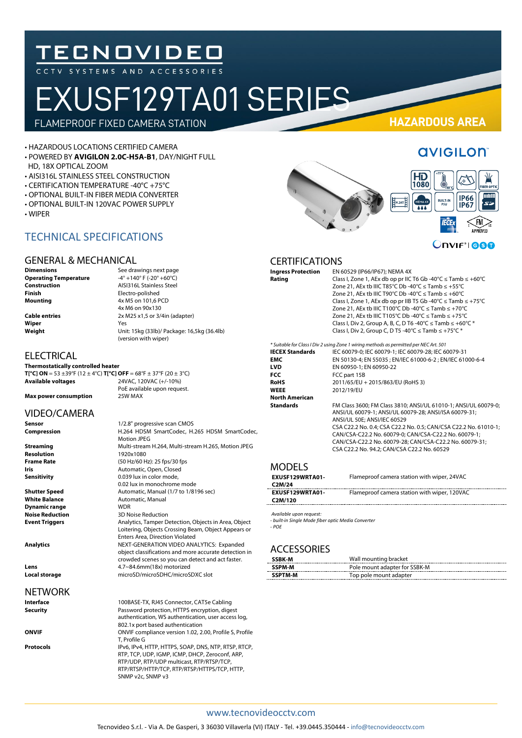# TECNOVIDEO

CCTV SYSTEMS AND ACCESSORIES

# EXUSF129TA01 SERIES

FLAMEPROOF FIXED CAMERA STATION

**HAZARDOUS AREA**

- HAZARDOUS LOCATIONS CERTIFIED CAMERA
- POWERED BY **AVIGILON 2.0C-H5A-B1**, DAY/NIGHT FULL HD, 18X OPTICAL ZOOM
- AISI316L STAINLESS STEEL CONSTRUCTION
- CERTIFICATION TEMPERATURE -40°C +75°C
- OPTIONAL BUILT-IN FIBER MEDIA CONVERTER
- OPTIONAL BUILT-IN 120VAC POWER SUPPLY
- WIPER

## TECHNICAL SPECIFICATIONS

### GENERAL & MECHANICAL

| | |
|---|---|
| **Dimensions** | See drawings next page |
| **Operating Temperature** | -4° +140° F (-20° +60°C) |
| **Construction** | AISI316L Stainless Steel |
| **Finish** | Electro-polished |
| **Mounting** | 4x M5 on 101,6 PCD<br>4x M6 on 90x130 |
| **Cable entries** | 2x M25 x1,5 or 3/4in (adapter) |
| **Wiper** | Yes |
| **Weight** | Unit: 15kg (33lb)/ Package: 16,5kg (36.4lb) (version with wiper) |

### ELECTRICAL

**Thermostatically controlled heater**
**T[°C] ON** = 53 ±39°F (12 ± 4°C) **T[°C] OFF** = 68°F ± 37°F (20 ± 3°C)

| | |
|---|---|
| **Available voltages** | 24VAC, 120VAC (+/-10%)<br>PoE available upon request. |
| **Max power consumption** | 25W MAX |

### VIDEO/CAMERA

| | |
|---|---|
| **Sensor** | 1/2.8" progressive scan CMOS |
| **Compression** | H.264 HDSM SmartCodec, H.265 HDSM SmartCodec, Motion JPEG |
| **Streaming** | Multi-stream H.264, Multi-stream H.265, Motion JPEG |
| **Resolution** | 1920x1080 |
| **Frame Rate** | (50 Hz/60 Hz): 25 fps/30 fps |
| **Iris** | Automatic, Open, Closed |
| **Sensitivity** | 0.039 lux in color mode,<br>0.02 lux in monochrome mode |
| **Shutter Speed** | Automatic, Manual (1/7 to 1/8196 sec) |
| **White Balance** | Automatic, Manual |
| **Dynamic range** | WDR |
| **Noise Reduction** | 3D Noise Reduction |
| **Event Triggers** | Analytics, Tamper Detection, Objects in Area, Object Loitering, Objects Crossing Beam, Object Appears or Enters Area, Direction Violated |
| **Analytics** | NEXT-GENERATION VIDEO ANALYTICS: Expanded object classifications and more accurate detection in crowded scenes so you can detect and act faster. |
| **Lens** | 4.7~84.6mm(18x) motorized |
| **Local storage** | microSD/microSDHC/microSDXC slot |

### NETWORK

| | |
|---|---|
| **Interface** | 100BASE-TX, RJ45 Connector, CAT5e Cabling |
| **Security** | Password protection, HTTPS encryption, digest authentication, WS authentication, user access log, 802.1x port based authentication |
| **ONVIF** | ONVIF compliance version 1.02, 2.00, Profile S, Profile T, Profile G |
| **Protocols** | IPv6, IPv4, HTTP, HTTPS, SOAP, DNS, NTP, RTSP, RTCP, RTP, TCP, UDP, IGMP, ICMP, DHCP, Zeroconf, ARP, RTP/UDP, RTP/UDP multicast, RTP/RTSP/TCP, RTP/RTSP/HTTP/TCP, RTP/RTSP/HTTPS/TCP, HTTP, SNMP v2c, SNMP v3 |

### CERTIFICATIONS

| | |
|---|---|
| **Ingress Protection** | EN 60529 (IP66/IP67); NEMA 4X |
| **Rating** | Class I, Zone 1, AEx db op pr IIC T6 Gb -40°C ≤ Tamb ≤ +60°C<br>Zone 21, AEx tb IIIC T85°C Db -40°C ≤ Tamb ≤ +55°C<br>Zone 21, AEx tb IIIC T90°C Db -40°C ≤ Tamb ≤ +60°C<br>Class I, Zone 1, AEx db op pr IIB T5 Gb -40°C ≤ Tamb ≤ +75°C<br>Zone 21, AEx tb IIIC T100°C Db -40°C ≤ Tamb ≤ +70°C<br>Zone 21, AEx tb IIIC T105°C Db -40°C ≤ Tamb ≤ +75°C<br>Class I, Div 2, Group A, B, C, D T6 -40°C ≤ Tamb ≤ +60°C *<br>Class I, Div 2, Group C, D T5 -40°C ≤ Tamb ≤ +75°C * |

*\* Suitable for Class I Div 2 using Zone 1 wiring methods as permitted per NEC Art. 501*

| | |
|---|---|
| **IECEX Standards** | IEC 60079-0; IEC 60079-1; IEC 60079-28; IEC 60079-31 |
| **EMC** | EN 50130-4; EN 55035 ; EN/IEC 61000-6-2 ; EN/IEC 61000-6-4 |
| **LVD** | EN 60950-1; EN 60950-22 |
| **FCC** | FCC part 15B |
| **RoHS** | 2011/65/EU + 2015/863/EU (RoHS 3) |
| **WEEE** | 2012/19/EU |
| **North American Standards** | FM Class 3600; FM Class 3810; ANSI/UL 61010-1; ANSI/UL 60079-0; ANSI/UL 60079-1; ANSI/UL 60079-28; ANSI/ISA 60079-31; ANSI/UL 50E; ANSI/IEC 60529<br>CSA C22.2 No. 0.4; CSA C22.2 No. 0.5; CAN/CSA C22.2 No. 61010-1; CAN/CSA-C22.2 No. 60079-0; CAN/CSA-C22.2 No. 60079-1; CAN/CSA-C22.2 No. 60079-28; CAN/CSA-C22.2 No. 60079-31; CSA C22.2 No. 94.2; CAN/CSA C22.2 No. 60529 |

### MODELS

| | |
|---|---|
| **EXUSF129WRTA01-C2M/24** | Flameproof camera station with wiper, 24VAC |
| **EXUSF129WRTA01-C2M/120** | Flameproof camera station with wiper, 120VAC |

*Available upon request:*
*- built-in Single Mode fiber optic Media Converter*
*- POE*

### ACCESSORIES

| | |
|---|---|
| **SSBK-M** | Wall mounting bracket |
| **SSPM-M** | Pole mount adapter for SSBK-M |
| **SSPTM-M** | Top pole mount adapter |

www.tecnovideocctv.com

Tecnovideo S.r.l. - Via A. De Gasperi, 3 36030 Villaverla (VI) ITALY - Tel. +39.0445.350444 - info@tecnovideocctv.com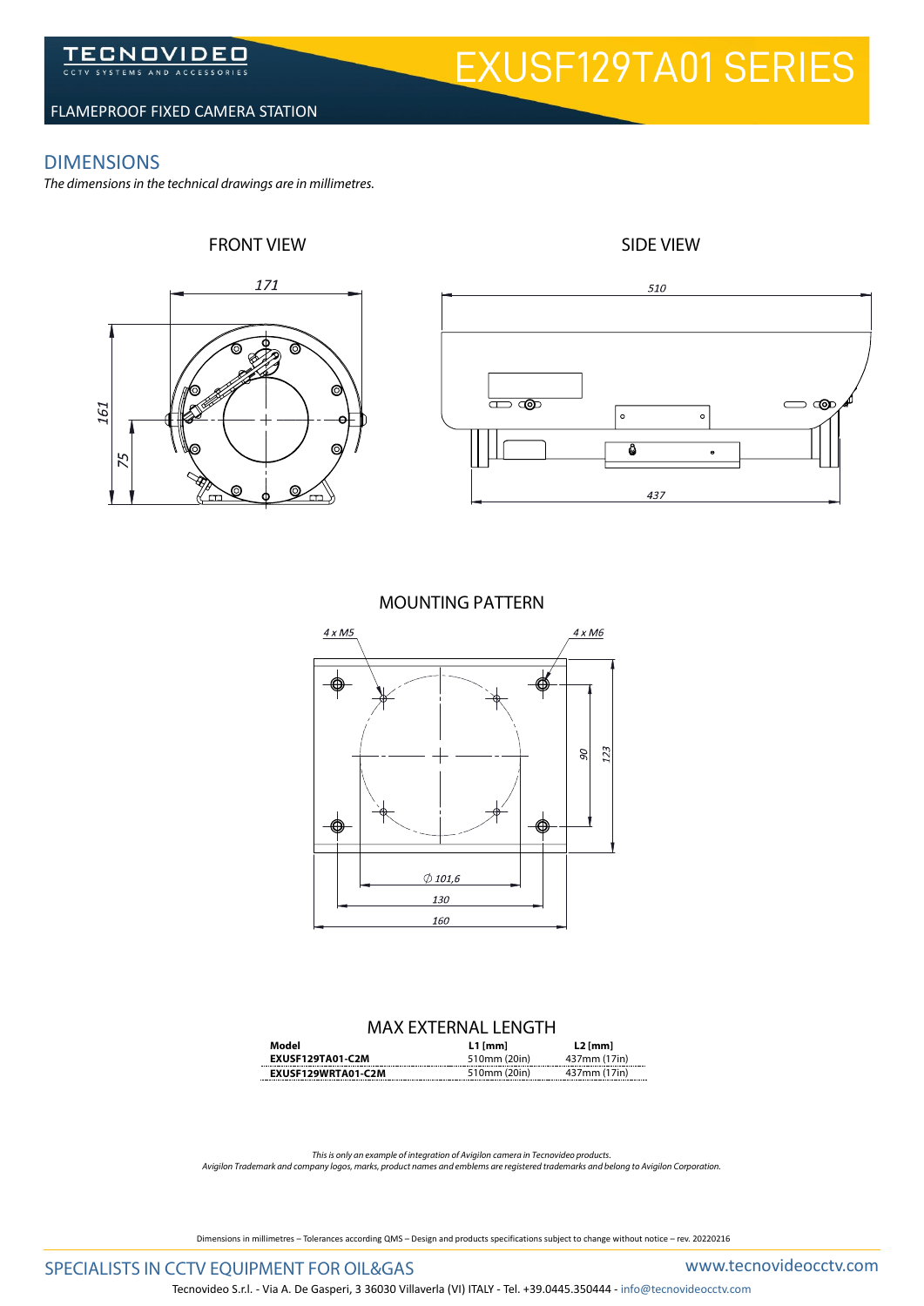# EXUSF129TA01 SERIES

FLAMEPROOF FIXED CAMERA STATION

## DIMENSIONS

*The dimensions in the technical drawings are in millimetres.*

FRONT VIEW

171

161

75

SIDE VIEW

510

437

MOUNTING PATTERN

4 x M5

4 x M6

90

123

∅ 101,6

130

160

## MAX EXTERNAL LENGTH

| Model | L1 [mm] | L2 [mm] |
|---|---|---|
| **EXUSF129TA01-C2M** | 510mm (20in) | 437mm (17in) |
| **EXUSF129WRTA01-C2M** | 510mm (20in) | 437mm (17in) |

*This is only an example of integration of Avigilon camera in Tecnovideo products.*
*Avigilon Trademark and company logos, marks, product names and emblems are registered trademarks and belong to Avigilon Corporation.*

Dimensions in millimetres – Tolerances according QMS – Design and products specifications subject to change without notice – rev. 20220216

SPECIALISTS IN CCTV EQUIPMENT FOR OIL&GAS

www.tecnovideocctv.com

Tecnovideo S.r.l. - Via A. De Gasperi, 3 36030 Villaverla (VI) ITALY - Tel. +39.0445.350444 - info@tecnovideocctv.com